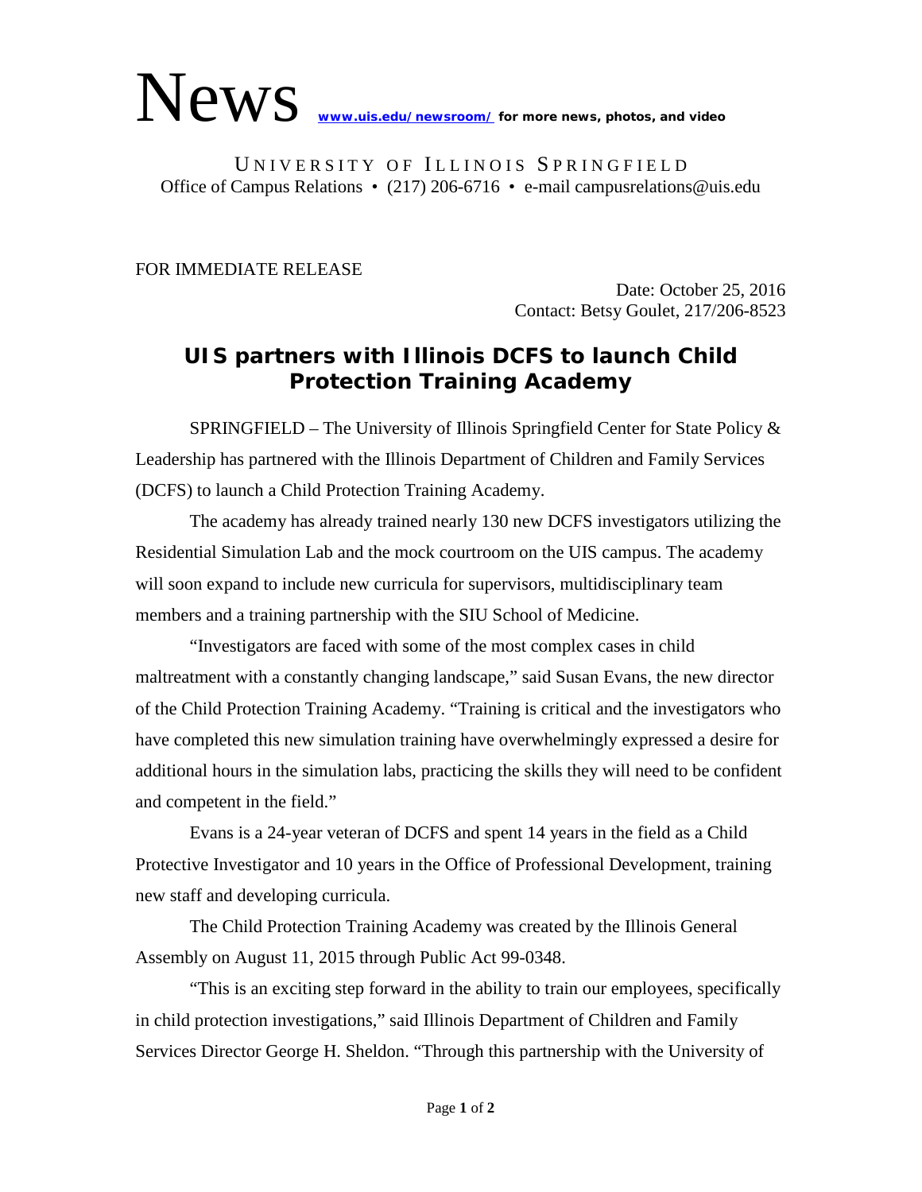News [www.uis.edu/newsroom/](http://www.uis.edu/newsroom/) **for more news, photos, and video**

UNIVERSITY OF ILLINOIS SPRINGFIELD
Office of Campus Relations • (217) 206-6716 • e-mail campusrelations@uis.edu

FOR IMMEDIATE RELEASE

Date: October 25, 2016
Contact: Betsy Goulet, 217/206-8523

## UIS partners with Illinois DCFS to launch Child Protection Training Academy

SPRINGFIELD – The University of Illinois Springfield Center for State Policy & Leadership has partnered with the Illinois Department of Children and Family Services (DCFS) to launch a Child Protection Training Academy.

The academy has already trained nearly 130 new DCFS investigators utilizing the Residential Simulation Lab and the mock courtroom on the UIS campus. The academy will soon expand to include new curricula for supervisors, multidisciplinary team members and a training partnership with the SIU School of Medicine.

"Investigators are faced with some of the most complex cases in child maltreatment with a constantly changing landscape," said Susan Evans, the new director of the Child Protection Training Academy. "Training is critical and the investigators who have completed this new simulation training have overwhelmingly expressed a desire for additional hours in the simulation labs, practicing the skills they will need to be confident and competent in the field."

Evans is a 24-year veteran of DCFS and spent 14 years in the field as a Child Protective Investigator and 10 years in the Office of Professional Development, training new staff and developing curricula.

The Child Protection Training Academy was created by the Illinois General Assembly on August 11, 2015 through Public Act 99-0348.

"This is an exciting step forward in the ability to train our employees, specifically in child protection investigations," said Illinois Department of Children and Family Services Director George H. Sheldon. "Through this partnership with the University of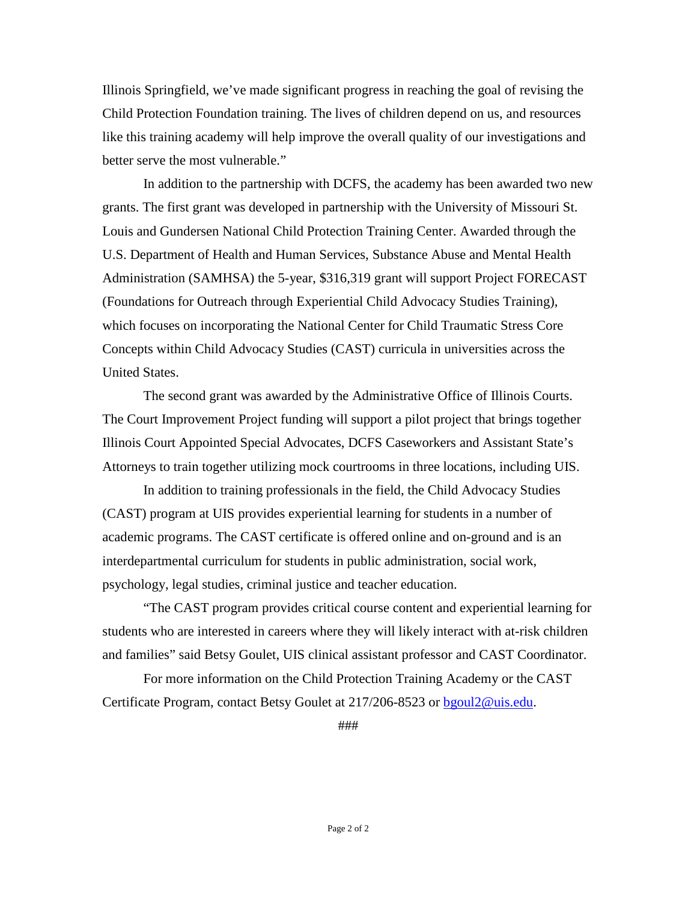Illinois Springfield, we've made significant progress in reaching the goal of revising the Child Protection Foundation training. The lives of children depend on us, and resources like this training academy will help improve the overall quality of our investigations and better serve the most vulnerable."

In addition to the partnership with DCFS, the academy has been awarded two new grants. The first grant was developed in partnership with the University of Missouri St. Louis and Gundersen National Child Protection Training Center. Awarded through the U.S. Department of Health and Human Services, Substance Abuse and Mental Health Administration (SAMHSA) the 5-year, $316,319 grant will support Project FORECAST (Foundations for Outreach through Experiential Child Advocacy Studies Training), which focuses on incorporating the National Center for Child Traumatic Stress Core Concepts within Child Advocacy Studies (CAST) curricula in universities across the United States.

The second grant was awarded by the Administrative Office of Illinois Courts. The Court Improvement Project funding will support a pilot project that brings together Illinois Court Appointed Special Advocates, DCFS Caseworkers and Assistant State's Attorneys to train together utilizing mock courtrooms in three locations, including UIS.

In addition to training professionals in the field, the Child Advocacy Studies (CAST) program at UIS provides experiential learning for students in a number of academic programs. The CAST certificate is offered online and on-ground and is an interdepartmental curriculum for students in public administration, social work, psychology, legal studies, criminal justice and teacher education.

"The CAST program provides critical course content and experiential learning for students who are interested in careers where they will likely interact with at-risk children and families" said Betsy Goulet, UIS clinical assistant professor and CAST Coordinator.

For more information on the Child Protection Training Academy or the CAST Certificate Program, contact Betsy Goulet at 217/206-8523 or [bgoul2@uis.edu](mailto:bgoul2@uis.edu).

###